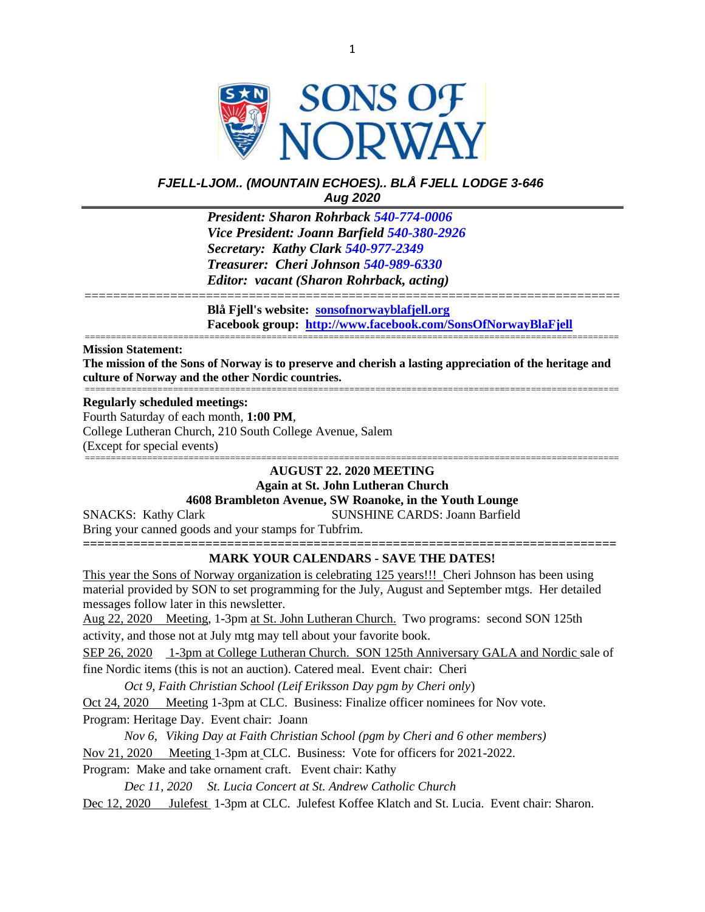# SONS OF NORWAY

### *FJELL-LJOM.. (MOUNTAIN ECHOES).. BLÅ FJELL LODGE 3-646*
### *Aug 2020*

***President: Sharon Rohrback 540-774-0006***
***Vice President: Joann Barfield 540-380-2926***
***Secretary: Kathy Clark 540-977-2349***
***Treasurer: Cheri Johnson 540-989-6330***
***Editor: vacant (Sharon Rohrback, acting)***

---

**Blå Fjell's website: sonsofnorwayblafjell.org**
**Facebook group: http://www.facebook.com/SonsOfNorwayBlaFjell**

---

**Mission Statement:**
**The mission of the Sons of Norway is to preserve and cherish a lasting appreciation of the heritage and culture of Norway and the other Nordic countries.**

---

**Regularly scheduled meetings:**
Fourth Saturday of each month, **1:00 PM**,
College Lutheran Church, 210 South College Avenue, Salem
(Except for special events)

---

**AUGUST 22. 2020 MEETING**
**Again at St. John Lutheran Church**
**4608 Brambleton Avenue, SW Roanoke, in the Youth Lounge**

SNACKS: Kathy Clark SUNSHINE CARDS: Joann Barfield
Bring your canned goods and your stamps for Tubfrim.

---

**MARK YOUR CALENDARS - SAVE THE DATES!**

This year the Sons of Norway organization is celebrating 125 years!!! Cheri Johnson has been using material provided by SON to set programming for the July, August and September mtgs. Her detailed messages follow later in this newsletter.

Aug 22, 2020 Meeting, 1-3pm at St. John Lutheran Church. Two programs: second SON 125th activity, and those not at July mtg may tell about your favorite book.

SEP 26, 2020 1-3pm at College Lutheran Church. SON 125th Anniversary GALA and Nordic sale of fine Nordic items (this is not an auction). Catered meal. Event chair: Cheri

*Oct 9, Faith Christian School (Leif Eriksson Day pgm by Cheri only)*

Oct 24, 2020 Meeting 1-3pm at CLC. Business: Finalize officer nominees for Nov vote. Program: Heritage Day. Event chair: Joann

*Nov 6, Viking Day at Faith Christian School (pgm by Cheri and 6 other members)*

Nov 21, 2020 Meeting 1-3pm at CLC. Business: Vote for officers for 2021-2022. Program: Make and take ornament craft. Event chair: Kathy

*Dec 11, 2020 St. Lucia Concert at St. Andrew Catholic Church*

Dec 12, 2020 Julefest 1-3pm at CLC. Julefest Koffee Klatch and St. Lucia. Event chair: Sharon.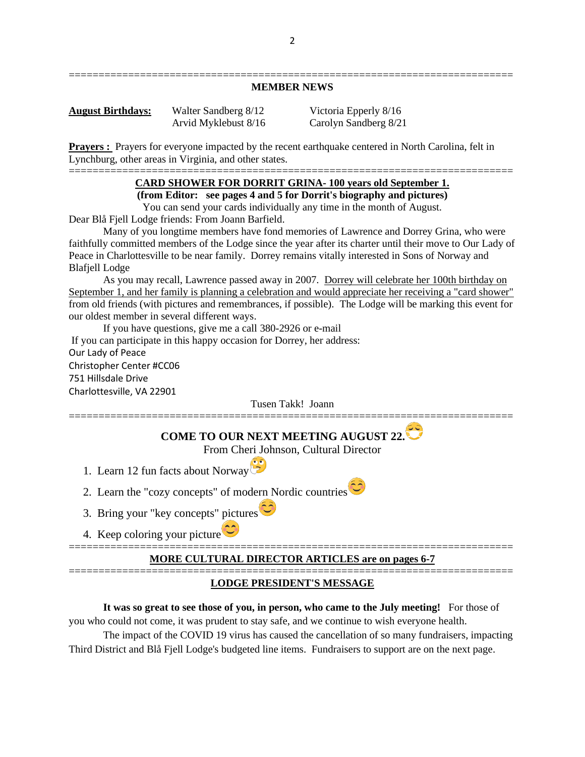---

## MEMBER NEWS

**August Birthdays:** Walter Sandberg 8/12, Arvid Myklebust 8/16, Victoria Epperly 8/16, Carolyn Sandberg 8/21

**Prayers :** Prayers for everyone impacted by the recent earthquake centered in North Carolina, felt in Lynchburg, other areas in Virginia, and other states.

---

## CARD SHOWER FOR DORRIT GRINA- 100 years old September 1.

**(from Editor: see pages 4 and 5 for Dorrit's biography and pictures)**

You can send your cards individually any time in the month of August.

Dear Blå Fjell Lodge friends: From Joann Barfield.

Many of you longtime members have fond memories of Lawrence and Dorrey Grina, who were faithfully committed members of the Lodge since the year after its charter until their move to Our Lady of Peace in Charlottesville to be near family. Dorrey remains vitally interested in Sons of Norway and Blafjell Lodge

As you may recall, Lawrence passed away in 2007. Dorrey will celebrate her 100th birthday on September 1, and her family is planning a celebration and would appreciate her receiving a "card shower" from old friends (with pictures and remembrances, if possible). The Lodge will be marking this event for our oldest member in several different ways.

If you have questions, give me a call 380-2926 or e-mail

If you can participate in this happy occasion for Dorrey, her address:

Our Lady of Peace
Christopher Center #CC06
751 Hillsdale Drive
Charlottesville, VA 22901

Tusen Takk! Joann

---

## COME TO OUR NEXT MEETING AUGUST 22.

From Cheri Johnson, Cultural Director

1. Learn 12 fun facts about Norway
2. Learn the "cozy concepts" of modern Nordic countries
3. Bring your "key concepts" pictures
4. Keep coloring your picture

---

## MORE CULTURAL DIRECTOR ARTICLES are on pages 6-7

---

## LODGE PRESIDENT'S MESSAGE

**It was so great to see those of you, in person, who came to the July meeting!** For those of you who could not come, it was prudent to stay safe, and we continue to wish everyone health.

The impact of the COVID 19 virus has caused the cancellation of so many fundraisers, impacting Third District and Blå Fjell Lodge's budgeted line items. Fundraisers to support are on the next page.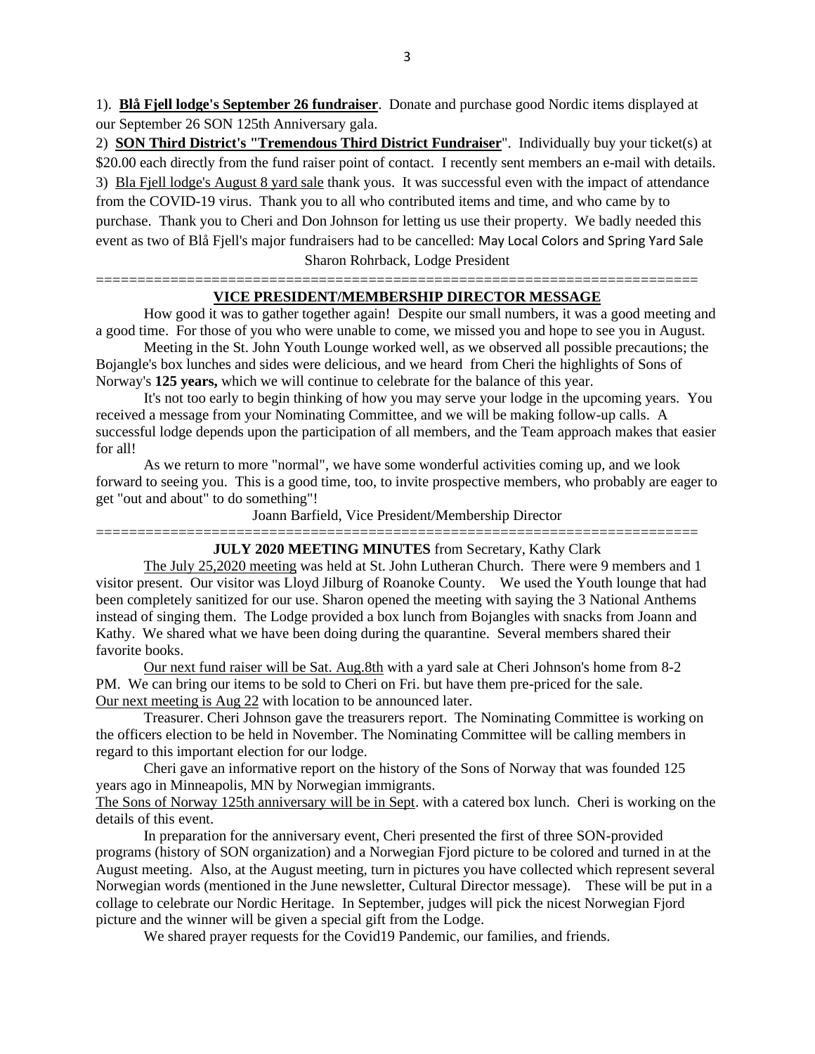1). **Blå Fjell lodge's September 26 fundraiser**. Donate and purchase good Nordic items displayed at our September 26 SON 125th Anniversary gala.

2) **SON Third District's "Tremendous Third District Fundraiser**". Individually buy your ticket(s) at $20.00 each directly from the fund raiser point of contact. I recently sent members an e-mail with details.

3) Bla Fjell lodge's August 8 yard sale thank yous. It was successful even with the impact of attendance from the COVID-19 virus. Thank you to all who contributed items and time, and who came by to purchase. Thank you to Cheri and Don Johnson for letting us use their property. We badly needed this event as two of Blå Fjell's major fundraisers had to be cancelled: May Local Colors and Spring Yard Sale

Sharon Rohrback, Lodge President

==========================================================================

## VICE PRESIDENT/MEMBERSHIP DIRECTOR MESSAGE

How good it was to gather together again! Despite our small numbers, it was a good meeting and a good time. For those of you who were unable to come, we missed you and hope to see you in August.

Meeting in the St. John Youth Lounge worked well, as we observed all possible precautions; the Bojangle's box lunches and sides were delicious, and we heard from Cheri the highlights of Sons of Norway's **125 years,** which we will continue to celebrate for the balance of this year.

It's not too early to begin thinking of how you may serve your lodge in the upcoming years. You received a message from your Nominating Committee, and we will be making follow-up calls. A successful lodge depends upon the participation of all members, and the Team approach makes that easier for all!

As we return to more "normal", we have some wonderful activities coming up, and we look forward to seeing you. This is a good time, too, to invite prospective members, who probably are eager to get "out and about" to do something"!

Joann Barfield, Vice President/Membership Director

==========================================================================

## JULY 2020 MEETING MINUTES from Secretary, Kathy Clark

The July 25,2020 meeting was held at St. John Lutheran Church. There were 9 members and 1 visitor present. Our visitor was Lloyd Jilburg of Roanoke County. We used the Youth lounge that had been completely sanitized for our use. Sharon opened the meeting with saying the 3 National Anthems instead of singing them. The Lodge provided a box lunch from Bojangles with snacks from Joann and Kathy. We shared what we have been doing during the quarantine. Several members shared their favorite books.

Our next fund raiser will be Sat. Aug.8th with a yard sale at Cheri Johnson's home from 8-2 PM. We can bring our items to be sold to Cheri on Fri. but have them pre-priced for the sale.
Our next meeting is Aug 22 with location to be announced later.

Treasurer. Cheri Johnson gave the treasurers report. The Nominating Committee is working on the officers election to be held in November. The Nominating Committee will be calling members in regard to this important election for our lodge.

Cheri gave an informative report on the history of the Sons of Norway that was founded 125 years ago in Minneapolis, MN by Norwegian immigrants.

The Sons of Norway 125th anniversary will be in Sept. with a catered box lunch. Cheri is working on the details of this event.

In preparation for the anniversary event, Cheri presented the first of three SON-provided programs (history of SON organization) and a Norwegian Fjord picture to be colored and turned in at the August meeting. Also, at the August meeting, turn in pictures you have collected which represent several Norwegian words (mentioned in the June newsletter, Cultural Director message). These will be put in a collage to celebrate our Nordic Heritage. In September, judges will pick the nicest Norwegian Fjord picture and the winner will be given a special gift from the Lodge.

We shared prayer requests for the Covid19 Pandemic, our families, and friends.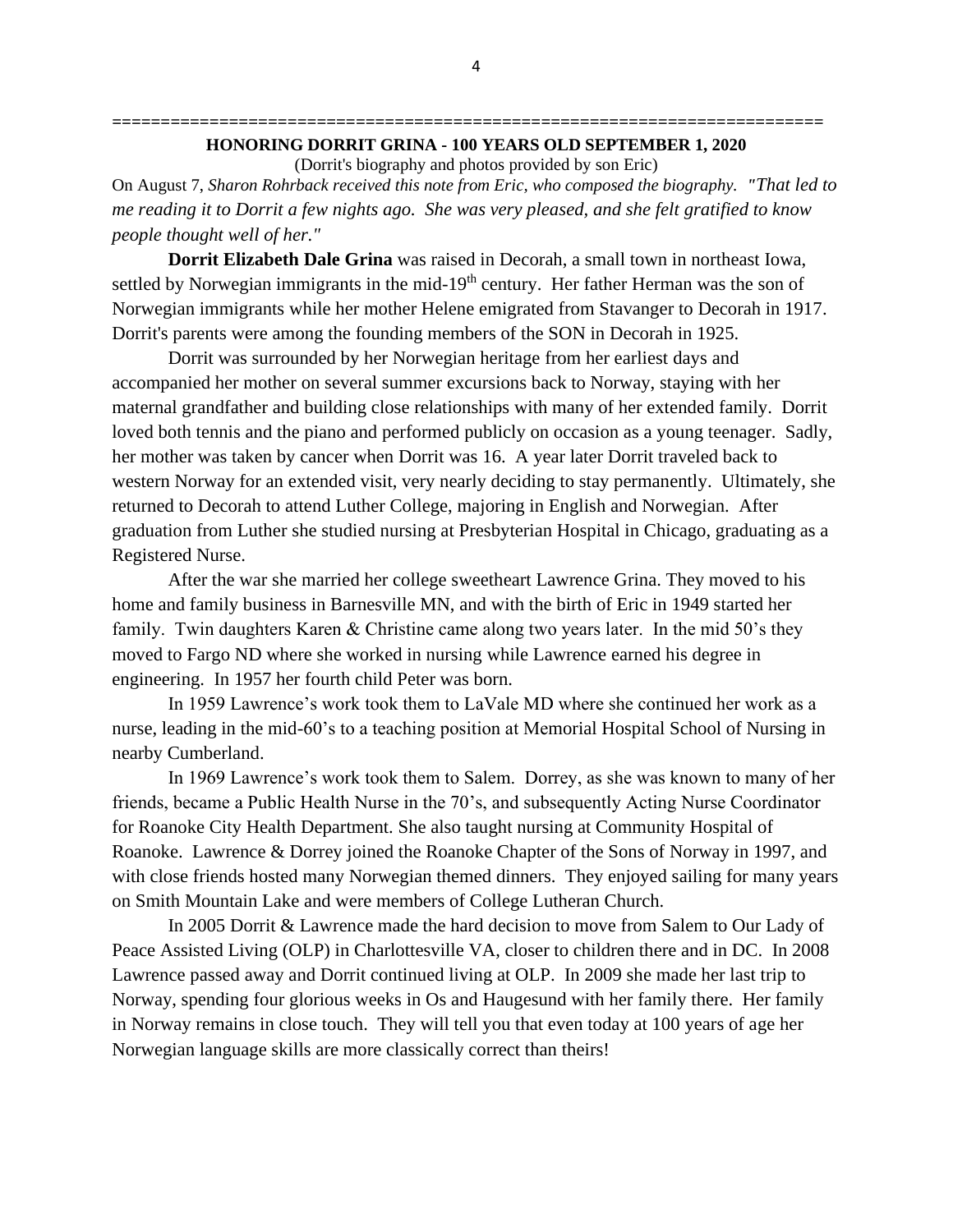===========================================================================

**HONORING DORRIT GRINA - 100 YEARS OLD SEPTEMBER 1, 2020**

(Dorrit's biography and photos provided by son Eric)

On August 7, *Sharon Rohrback received this note from Eric, who composed the biography. "That led to me reading it to Dorrit a few nights ago. She was very pleased, and she felt gratified to know people thought well of her."*

**Dorrit Elizabeth Dale Grina** was raised in Decorah, a small town in northeast Iowa, settled by Norwegian immigrants in the mid-19th century. Her father Herman was the son of Norwegian immigrants while her mother Helene emigrated from Stavanger to Decorah in 1917. Dorrit's parents were among the founding members of the SON in Decorah in 1925.

Dorrit was surrounded by her Norwegian heritage from her earliest days and accompanied her mother on several summer excursions back to Norway, staying with her maternal grandfather and building close relationships with many of her extended family. Dorrit loved both tennis and the piano and performed publicly on occasion as a young teenager. Sadly, her mother was taken by cancer when Dorrit was 16. A year later Dorrit traveled back to western Norway for an extended visit, very nearly deciding to stay permanently. Ultimately, she returned to Decorah to attend Luther College, majoring in English and Norwegian. After graduation from Luther she studied nursing at Presbyterian Hospital in Chicago, graduating as a Registered Nurse.

After the war she married her college sweetheart Lawrence Grina. They moved to his home and family business in Barnesville MN, and with the birth of Eric in 1949 started her family. Twin daughters Karen & Christine came along two years later. In the mid 50's they moved to Fargo ND where she worked in nursing while Lawrence earned his degree in engineering. In 1957 her fourth child Peter was born.

In 1959 Lawrence's work took them to LaVale MD where she continued her work as a nurse, leading in the mid-60's to a teaching position at Memorial Hospital School of Nursing in nearby Cumberland.

In 1969 Lawrence's work took them to Salem. Dorrey, as she was known to many of her friends, became a Public Health Nurse in the 70's, and subsequently Acting Nurse Coordinator for Roanoke City Health Department. She also taught nursing at Community Hospital of Roanoke. Lawrence & Dorrey joined the Roanoke Chapter of the Sons of Norway in 1997, and with close friends hosted many Norwegian themed dinners. They enjoyed sailing for many years on Smith Mountain Lake and were members of College Lutheran Church.

In 2005 Dorrit & Lawrence made the hard decision to move from Salem to Our Lady of Peace Assisted Living (OLP) in Charlottesville VA, closer to children there and in DC. In 2008 Lawrence passed away and Dorrit continued living at OLP. In 2009 she made her last trip to Norway, spending four glorious weeks in Os and Haugesund with her family there. Her family in Norway remains in close touch. They will tell you that even today at 100 years of age her Norwegian language skills are more classically correct than theirs!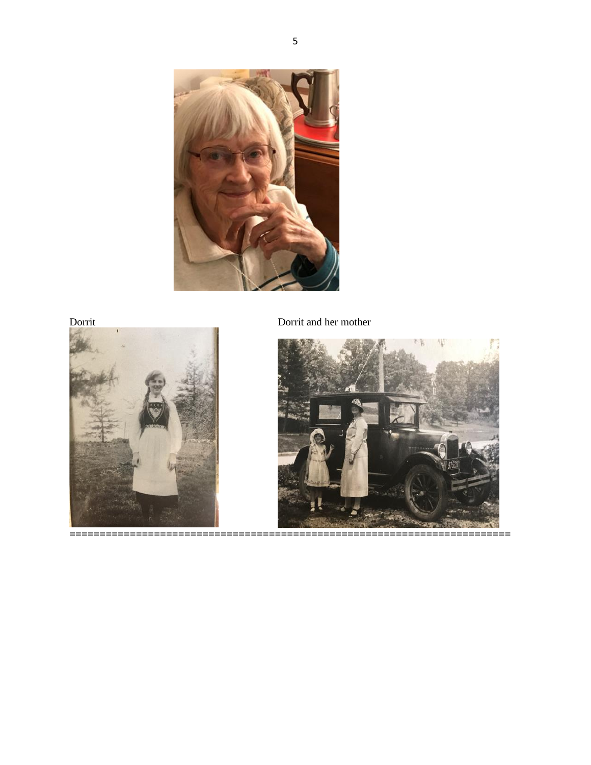Dorrit

Dorrit and her mother

========================================================================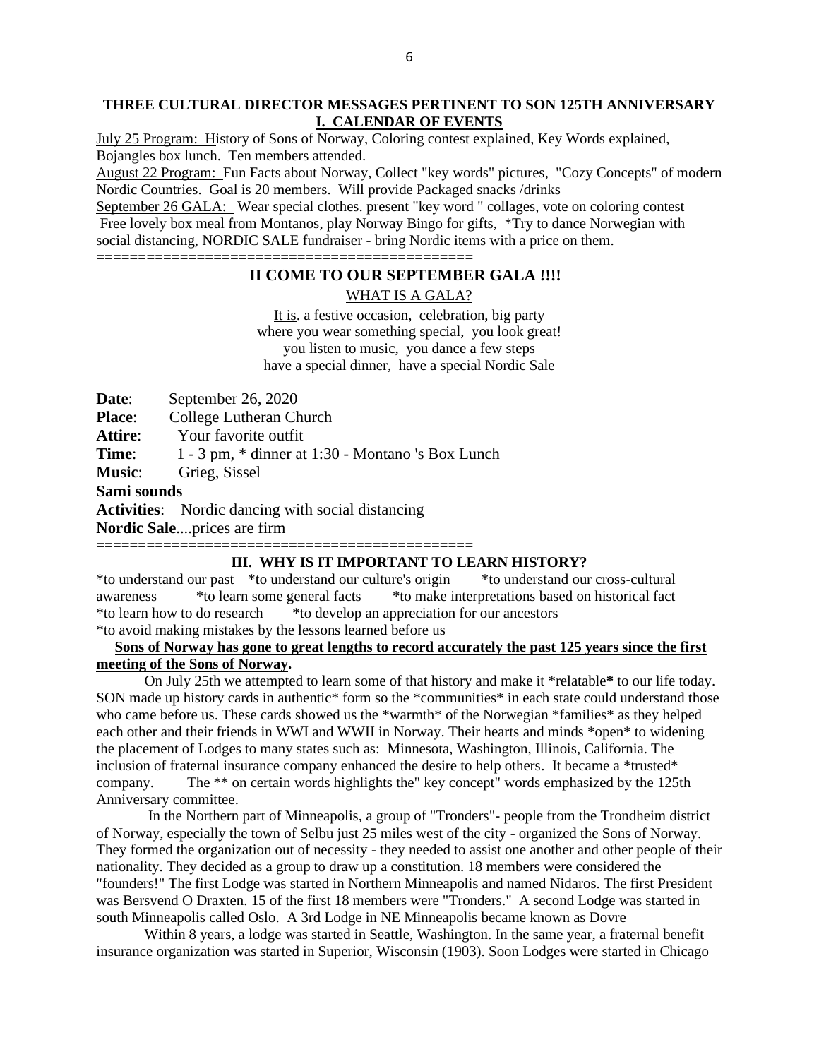**THREE CULTURAL DIRECTOR MESSAGES PERTINENT TO SON 125TH ANNIVERSARY**

**I. CALENDAR OF EVENTS**

July 25 Program: History of Sons of Norway, Coloring contest explained, Key Words explained, Bojangles box lunch. Ten members attended.

August 22 Program: Fun Facts about Norway, Collect "key words" pictures, "Cozy Concepts" of modern Nordic Countries. Goal is 20 members. Will provide Packaged snacks /drinks

September 26 GALA: Wear special clothes. present "key word " collages, vote on coloring contest Free lovely box meal from Montanos, play Norway Bingo for gifts, *Try to dance Norwegian with social distancing, NORDIC SALE fundraiser - bring Nordic items with a price on them.

============================================

**II COME TO OUR SEPTEMBER GALA !!!!**

WHAT IS A GALA?

It is. a festive occasion, celebration, big party
where you wear something special, you look great!
you listen to music, you dance a few steps
have a special dinner, have a special Nordic Sale

**Date**: September 26, 2020
**Place**: College Lutheran Church
**Attire**: Your favorite outfit
**Time**: 1 - 3 pm, * dinner at 1:30 - Montano 's Box Lunch
**Music**: Grieg, Sissel
**Sami sounds**
**Activities**: Nordic dancing with social distancing
**Nordic Sale**....prices are firm

============================================

**III. WHY IS IT IMPORTANT TO LEARN HISTORY?**

*to understand our past *to understand our culture's origin *to understand our cross-cultural awareness *to learn some general facts *to make interpretations based on historical fact *to learn how to do research *to develop an appreciation for our ancestors *to avoid making mistakes by the lessons learned before us

**Sons of Norway has gone to great lengths to record accurately the past 125 years since the first meeting of the Sons of Norway.**

On July 25th we attempted to learn some of that history and make it *relatable* to our life today. SON made up history cards in authentic* form so the *communities* in each state could understand those who came before us. These cards showed us the *warmth* of the Norwegian *families* as they helped each other and their friends in WWI and WWII in Norway. Their hearts and minds *open* to widening the placement of Lodges to many states such as: Minnesota, Washington, Illinois, California. The inclusion of fraternal insurance company enhanced the desire to help others. It became a *trusted* company. The ** on certain words highlights the" key concept" words emphasized by the 125th Anniversary committee.

In the Northern part of Minneapolis, a group of "Tronders"- people from the Trondheim district of Norway, especially the town of Selbu just 25 miles west of the city - organized the Sons of Norway. They formed the organization out of necessity - they needed to assist one another and other people of their nationality. They decided as a group to draw up a constitution. 18 members were considered the "founders!" The first Lodge was started in Northern Minneapolis and named Nidaros. The first President was Bersvend O Draxten. 15 of the first 18 members were "Tronders." A second Lodge was started in south Minneapolis called Oslo. A 3rd Lodge in NE Minneapolis became known as Dovre

Within 8 years, a lodge was started in Seattle, Washington. In the same year, a fraternal benefit insurance organization was started in Superior, Wisconsin (1903). Soon Lodges were started in Chicago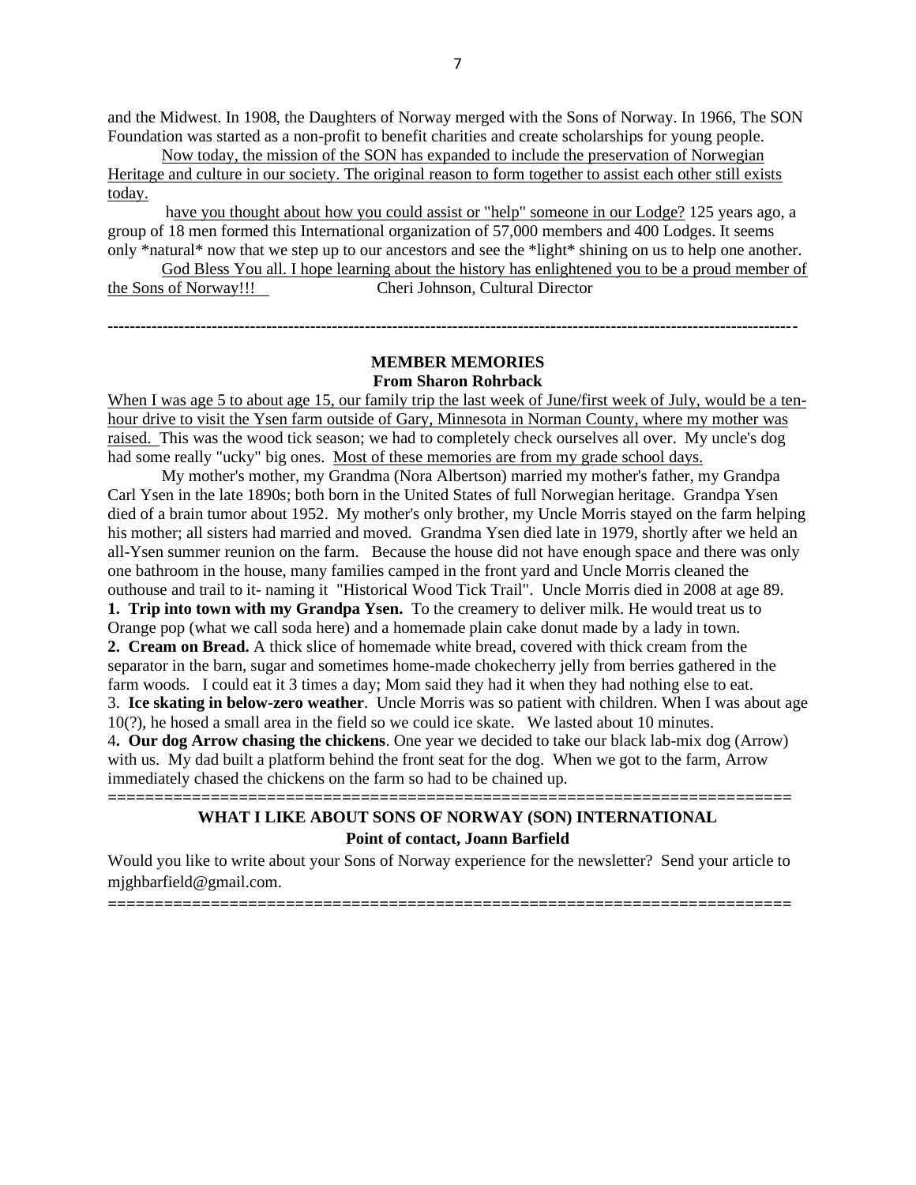and the Midwest. In 1908, the Daughters of Norway merged with the Sons of Norway. In 1966, The SON Foundation was started as a non-profit to benefit charities and create scholarships for young people.

Now today, the mission of the SON has expanded to include the preservation of Norwegian Heritage and culture in our society. The original reason to form together to assist each other still exists today.

have you thought about how you could assist or "help" someone in our Lodge? 125 years ago, a group of 18 men formed this International organization of 57,000 members and 400 Lodges. It seems only *natural* now that we step up to our ancestors and see the *light* shining on us to help one another.

God Bless You all. I hope learning about the history has enlightened you to be a proud member of the Sons of Norway!!! Cheri Johnson, Cultural Director

---

**MEMBER MEMORIES**
**From Sharon Rohrback**

When I was age 5 to about age 15, our family trip the last week of June/first week of July, would be a ten-hour drive to visit the Ysen farm outside of Gary, Minnesota in Norman County, where my mother was raised. This was the wood tick season; we had to completely check ourselves all over. My uncle's dog had some really "ucky" big ones. Most of these memories are from my grade school days.

My mother's mother, my Grandma (Nora Albertson) married my mother's father, my Grandpa Carl Ysen in the late 1890s; both born in the United States of full Norwegian heritage. Grandpa Ysen died of a brain tumor about 1952. My mother's only brother, my Uncle Morris stayed on the farm helping his mother; all sisters had married and moved. Grandma Ysen died late in 1979, shortly after we held an all-Ysen summer reunion on the farm. Because the house did not have enough space and there was only one bathroom in the house, many families camped in the front yard and Uncle Morris cleaned the outhouse and trail to it- naming it "Historical Wood Tick Trail". Uncle Morris died in 2008 at age 89.

**1. Trip into town with my Grandpa Ysen.** To the creamery to deliver milk. He would treat us to Orange pop (what we call soda here) and a homemade plain cake donut made by a lady in town.

**2. Cream on Bread.** A thick slice of homemade white bread, covered with thick cream from the separator in the barn, sugar and sometimes home-made chokecherry jelly from berries gathered in the farm woods. I could eat it 3 times a day; Mom said they had it when they had nothing else to eat.

3. **Ice skating in below-zero weather**. Uncle Morris was so patient with children. When I was about age 10(?), he hosed a small area in the field so we could ice skate. We lasted about 10 minutes.

4**. Our dog Arrow chasing the chickens**. One year we decided to take our black lab-mix dog (Arrow) with us. My dad built a platform behind the front seat for the dog. When we got to the farm, Arrow immediately chased the chickens on the farm so had to be chained up.

---

**WHAT I LIKE ABOUT SONS OF NORWAY (SON) INTERNATIONAL**
**Point of contact, Joann Barfield**

Would you like to write about your Sons of Norway experience for the newsletter? Send your article to mjghbarfield@gmail.com.

---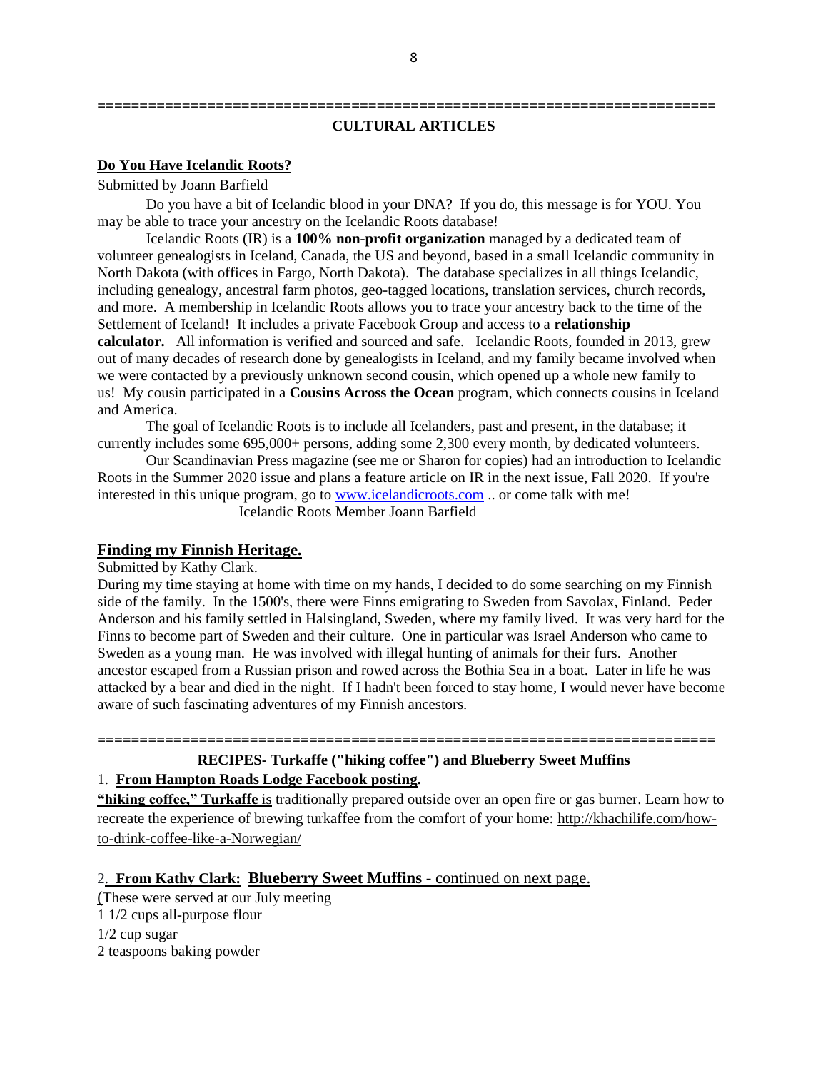=====================================================================

## CULTURAL ARTICLES

### Do You Have Icelandic Roots?

Submitted by Joann Barfield

Do you have a bit of Icelandic blood in your DNA? If you do, this message is for YOU. You may be able to trace your ancestry on the Icelandic Roots database!

Icelandic Roots (IR) is a **100% non-profit organization** managed by a dedicated team of volunteer genealogists in Iceland, Canada, the US and beyond, based in a small Icelandic community in North Dakota (with offices in Fargo, North Dakota). The database specializes in all things Icelandic, including genealogy, ancestral farm photos, geo-tagged locations, translation services, church records, and more. A membership in Icelandic Roots allows you to trace your ancestry back to the time of the Settlement of Iceland! It includes a private Facebook Group and access to a **relationship calculator.** All information is verified and sourced and safe. Icelandic Roots, founded in 2013, grew out of many decades of research done by genealogists in Iceland, and my family became involved when we were contacted by a previously unknown second cousin, which opened up a whole new family to us! My cousin participated in a **Cousins Across the Ocean** program, which connects cousins in Iceland and America.

The goal of Icelandic Roots is to include all Icelanders, past and present, in the database; it currently includes some 695,000+ persons, adding some 2,300 every month, by dedicated volunteers.

Our Scandinavian Press magazine (see me or Sharon for copies) had an introduction to Icelandic Roots in the Summer 2020 issue and plans a feature article on IR in the next issue, Fall 2020. If you're interested in this unique program, go to www.icelandicroots.com .. or come talk with me!

Icelandic Roots Member Joann Barfield

### Finding my Finnish Heritage.

Submitted by Kathy Clark.

During my time staying at home with time on my hands, I decided to do some searching on my Finnish side of the family. In the 1500's, there were Finns emigrating to Sweden from Savolax, Finland. Peder Anderson and his family settled in Halsingland, Sweden, where my family lived. It was very hard for the Finns to become part of Sweden and their culture. One in particular was Israel Anderson who came to Sweden as a young man. He was involved with illegal hunting of animals for their furs. Another ancestor escaped from a Russian prison and rowed across the Bothia Sea in a boat. Later in life he was attacked by a bear and died in the night. If I hadn't been forced to stay home, I would never have become aware of such fascinating adventures of my Finnish ancestors.

=====================================================================

## RECIPES- Turkaffe ("hiking coffee") and Blueberry Sweet Muffins

1. **From Hampton Roads Lodge Facebook posting.**

**"hiking coffee," Turkaffe** is traditionally prepared outside over an open fire or gas burner. Learn how to recreate the experience of brewing turkaffee from the comfort of your home: http://khachilife.com/how-to-drink-coffee-like-a-Norwegian/

2. **From Kathy Clark: Blueberry Sweet Muffins** - continued on next page.

(These were served at our July meeting

1 1/2 cups all-purpose flour

1/2 cup sugar

2 teaspoons baking powder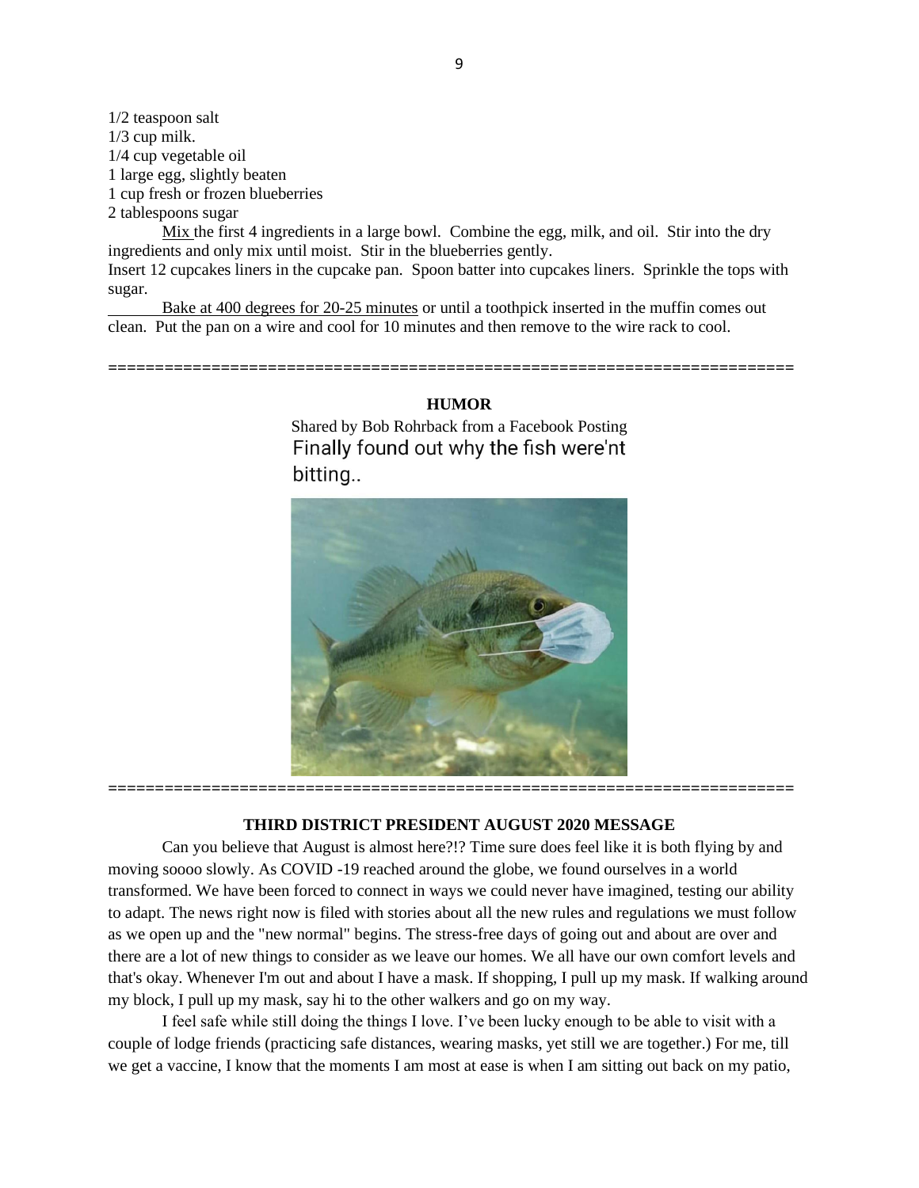1/2 teaspoon salt
1/3 cup milk.
1/4 cup vegetable oil
1 large egg, slightly beaten
1 cup fresh or frozen blueberries
2 tablespoons sugar

Mix the first 4 ingredients in a large bowl. Combine the egg, milk, and oil. Stir into the dry ingredients and only mix until moist. Stir in the blueberries gently.

Insert 12 cupcakes liners in the cupcake pan. Spoon batter into cupcakes liners. Sprinkle the tops with sugar.

Bake at 400 degrees for 20-25 minutes or until a toothpick inserted in the muffin comes out clean. Put the pan on a wire and cool for 10 minutes and then remove to the wire rack to cool.

========================================================================

**HUMOR**

Shared by Bob Rohrback from a Facebook Posting

Finally found out why the fish were'nt bitting..

========================================================================

**THIRD DISTRICT PRESIDENT AUGUST 2020 MESSAGE**

Can you believe that August is almost here?!? Time sure does feel like it is both flying by and moving soooo slowly. As COVID -19 reached around the globe, we found ourselves in a world transformed. We have been forced to connect in ways we could never have imagined, testing our ability to adapt. The news right now is filed with stories about all the new rules and regulations we must follow as we open up and the "new normal" begins. The stress-free days of going out and about are over and there are a lot of new things to consider as we leave our homes. We all have our own comfort levels and that's okay. Whenever I'm out and about I have a mask. If shopping, I pull up my mask. If walking around my block, I pull up my mask, say hi to the other walkers and go on my way.

I feel safe while still doing the things I love. I've been lucky enough to be able to visit with a couple of lodge friends (practicing safe distances, wearing masks, yet still we are together.) For me, till we get a vaccine, I know that the moments I am most at ease is when I am sitting out back on my patio,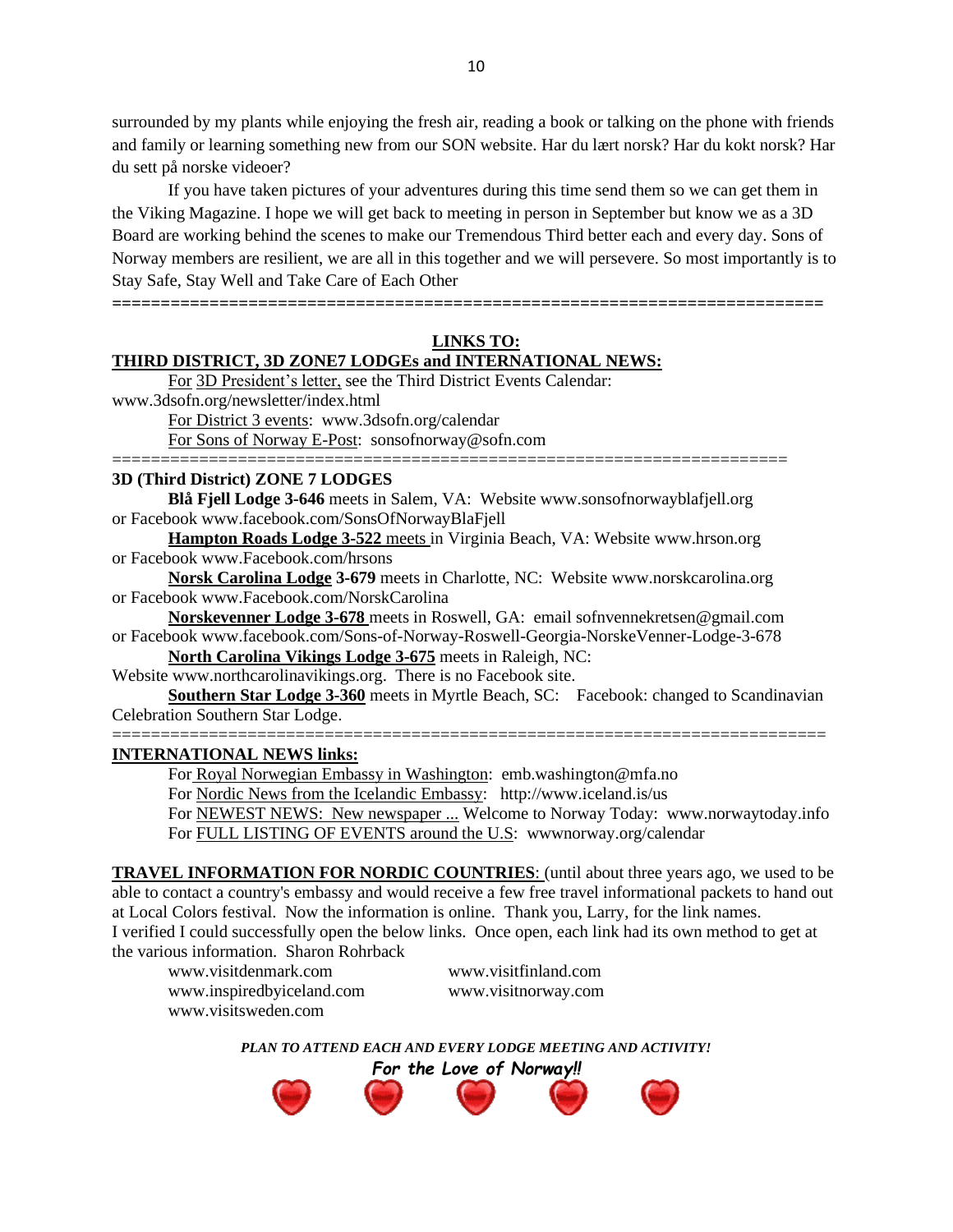surrounded by my plants while enjoying the fresh air, reading a book or talking on the phone with friends and family or learning something new from our SON website. Har du lært norsk? Har du kokt norsk? Har du sett på norske videoer?

If you have taken pictures of your adventures during this time send them so we can get them in the Viking Magazine. I hope we will get back to meeting in person in September but know we as a 3D Board are working behind the scenes to make our Tremendous Third better each and every day. Sons of Norway members are resilient, we are all in this together and we will persevere. So most importantly is to Stay Safe, Stay Well and Take Care of Each Other

==========================================================================

## LINKS TO:

## THIRD DISTRICT, 3D ZONE7 LODGEs and INTERNATIONAL NEWS:

For 3D President's letter, see the Third District Events Calendar: www.3dsofn.org/newsletter/index.html

For District 3 events: www.3dsofn.org/calendar

For Sons of Norway E-Post: sonsofnorway@sofn.com

==========================================================================

**3D (Third District) ZONE 7 LODGES**

**Blå Fjell Lodge 3-646** meets in Salem, VA: Website www.sonsofnorwayblafjell.org or Facebook www.facebook.com/SonsOfNorwayBlaFjell

**Hampton Roads Lodge 3-522** meets in Virginia Beach, VA: Website www.hrson.org or Facebook www.Facebook.com/hrsons

**Norsk Carolina Lodge 3-679** meets in Charlotte, NC: Website www.norskcarolina.org or Facebook www.Facebook.com/NorskCarolina

**Norskevenner Lodge 3-678** meets in Roswell, GA: email sofnvennekretsen@gmail.com or Facebook www.facebook.com/Sons-of-Norway-Roswell-Georgia-NorskeVenner-Lodge-3-678

**North Carolina Vikings Lodge 3-675** meets in Raleigh, NC: Website www.northcarolinavikings.org. There is no Facebook site.

**Southern Star Lodge 3-360** meets in Myrtle Beach, SC: Facebook: changed to Scandinavian Celebration Southern Star Lodge.

==========================================================================

**INTERNATIONAL NEWS links:**

For Royal Norwegian Embassy in Washington: emb.washington@mfa.no

For Nordic News from the Icelandic Embassy: http://www.iceland.is/us

For NEWEST NEWS: New newspaper ... Welcome to Norway Today: www.norwaytoday.info

For FULL LISTING OF EVENTS around the U.S: wwwnorway.org/calendar

**TRAVEL INFORMATION FOR NORDIC COUNTRIES**: (until about three years ago, we used to be able to contact a country's embassy and would receive a few free travel informational packets to hand out at Local Colors festival. Now the information is online. Thank you, Larry, for the link names. I verified I could successfully open the below links. Once open, each link had its own method to get at the various information. Sharon Rohrback

www.visitdenmark.com
www.inspiredbyiceland.com
www.visitsweden.com
www.visitfinland.com
www.visitnorway.com

***PLAN TO ATTEND EACH AND EVERY LODGE MEETING AND ACTIVITY!***

***For the Love of Norway!!***